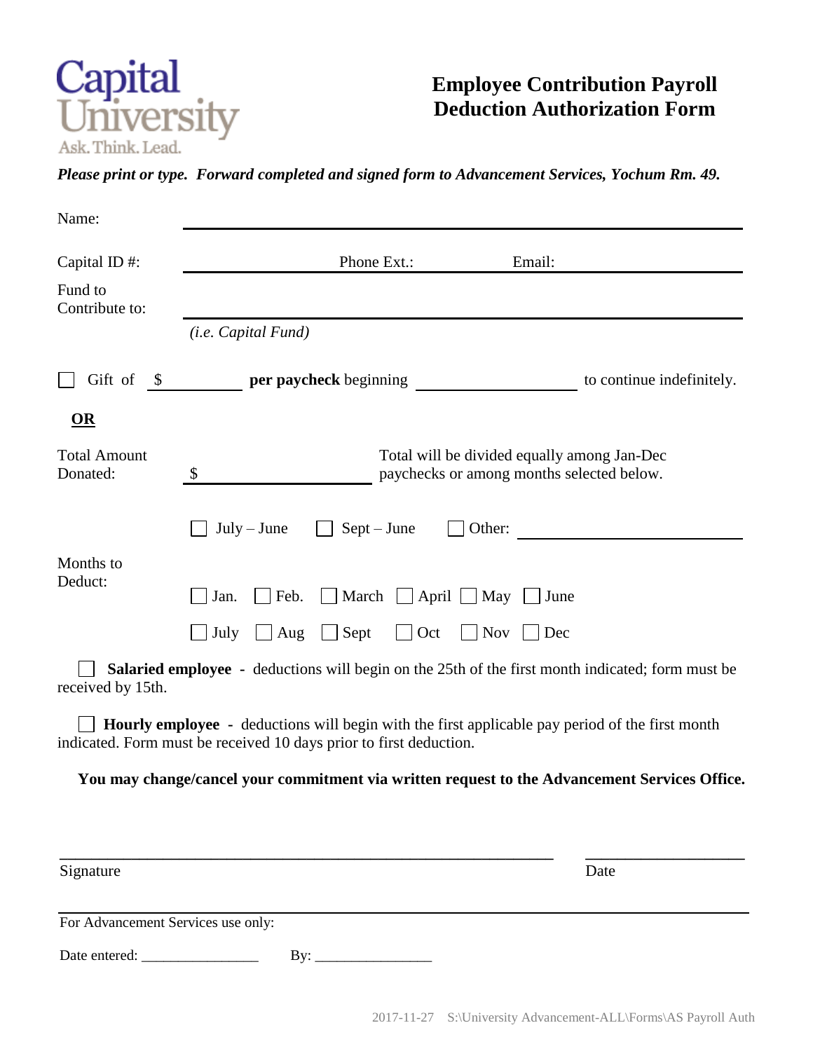Capital University

Ask. Think. Lead.

# Employee Contribution Payroll Deduction Authorization Form

***Please print or type. Forward completed and signed form to Advancement Services, Yochum Rm. 49.***

Name: ______________________________________________

Capital ID #: ______________ Phone Ext.: ______________ Email: ______________

Fund to Contribute to: ______________________________________________

*(i.e. Capital Fund)*

☐ Gift of $ __________ **per paycheck** beginning __________________ to continue indefinitely.

**OR**

Total Amount Donated: $ __________________ Total will be divided equally among Jan-Dec paychecks or among months selected below.

Months to Deduct:

☐ July – June ☐ Sept – June ☐ Other: __________________

☐ Jan. ☐ Feb. ☐ March ☐ April ☐ May ☐ June

☐ July ☐ Aug ☐ Sept ☐ Oct ☐ Nov ☐ Dec

☐ **Salaried employee** - deductions will begin on the 25th of the first month indicated; form must be received by 15th.

☐ **Hourly employee** - deductions will begin with the first applicable pay period of the first month indicated. Form must be received 10 days prior to first deduction.

**You may change/cancel your commitment via written request to the Advancement Services Office.**

______________________________________________ ____________________

Signature Date

For Advancement Services use only:

Date entered: ________________ By: ________________

2017-11-27 S:\University Advancement-ALL\Forms\AS Payroll Auth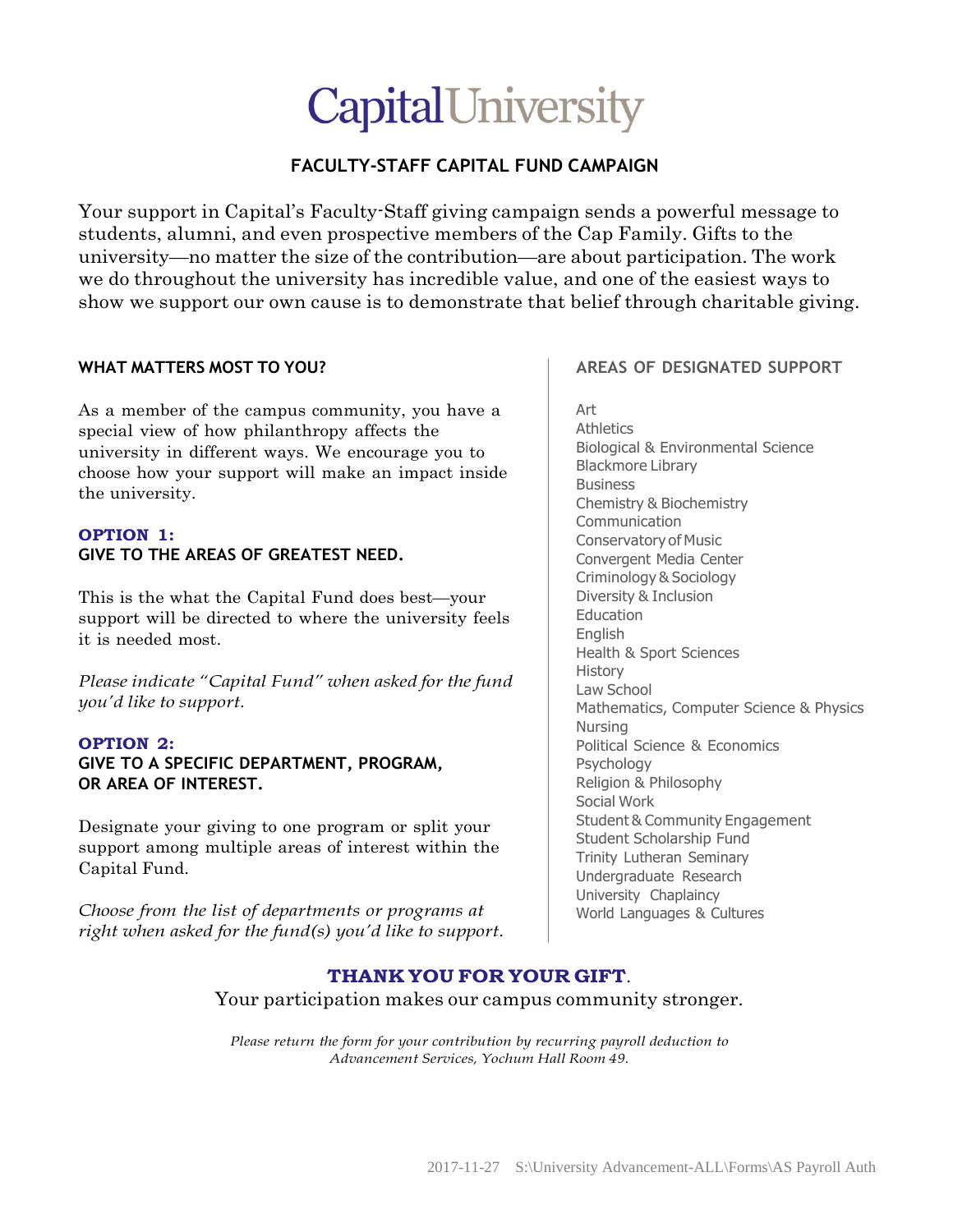# Capital University

## FACULTY-STAFF CAPITAL FUND CAMPAIGN

Your support in Capital's Faculty-Staff giving campaign sends a powerful message to students, alumni, and even prospective members of the Cap Family. Gifts to the university—no matter the size of the contribution—are about participation. The work we do throughout the university has incredible value, and one of the easiest ways to show we support our own cause is to demonstrate that belief through charitable giving.

### WHAT MATTERS MOST TO YOU?

As a member of the campus community, you have a special view of how philanthropy affects the university in different ways. We encourage you to choose how your support will make an impact inside the university.

**OPTION 1:**
**GIVE TO THE AREAS OF GREATEST NEED.**

This is the what the Capital Fund does best—your support will be directed to where the university feels it is needed most.

*Please indicate "Capital Fund" when asked for the fund you'd like to support.*

**OPTION 2:**
**GIVE TO A SPECIFIC DEPARTMENT, PROGRAM, OR AREA OF INTEREST.**

Designate your giving to one program or split your support among multiple areas of interest within the Capital Fund.

*Choose from the list of departments or programs at right when asked for the fund(s) you'd like to support.*

### AREAS OF DESIGNATED SUPPORT

- Art
- Athletics
- Biological & Environmental Science
- Blackmore Library
- Business
- Chemistry & Biochemistry
- Communication
- Conservatory of Music
- Convergent Media Center
- Criminology & Sociology
- Diversity & Inclusion
- Education
- English
- Health & Sport Sciences
- History
- Law School
- Mathematics, Computer Science & Physics
- Nursing
- Political Science & Economics
- Psychology
- Religion & Philosophy
- Social Work
- Student & Community Engagement
- Student Scholarship Fund
- Trinity Lutheran Seminary
- Undergraduate Research
- University Chaplaincy
- World Languages & Cultures

**THANK YOU FOR YOUR GIFT.**

Your participation makes our campus community stronger.

*Please return the form for your contribution by recurring payroll deduction to Advancement Services, Yochum Hall Room 49.*

2017-11-27 S:\University Advancement-ALL\Forms\AS Payroll Auth